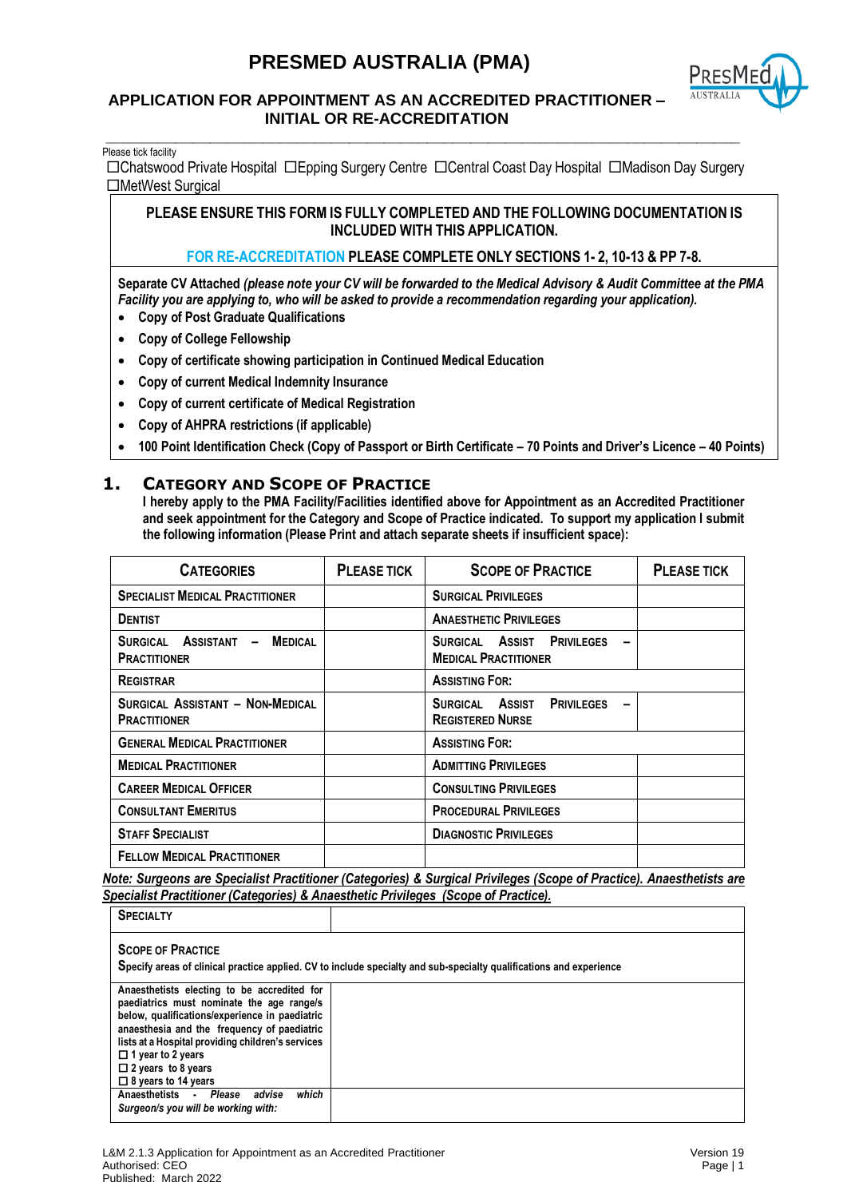# PRESMED AUSTRALIA (PMA)

## APPLICATION FOR APPOINTMENT AS AN ACCREDITED PRACTITIONER – INITIAL OR RE-ACCREDITATION

Please tick facility

☐Chatswood Private Hospital ☐Epping Surgery Centre ☐Central Coast Day Hospital ☐Madison Day Surgery ☐MetWest Surgical

**PLEASE ENSURE THIS FORM IS FULLY COMPLETED AND THE FOLLOWING DOCUMENTATION IS INCLUDED WITH THIS APPLICATION.**

**FOR RE-ACCREDITATION PLEASE COMPLETE ONLY SECTIONS 1- 2, 10-13 & PP 7-8.**

**Separate CV Attached** ***(please note your CV will be forwarded to the Medical Advisory & Audit Committee at the PMA Facility you are applying to, who will be asked to provide a recommendation regarding your application).***

- **Copy of Post Graduate Qualifications**
- **Copy of College Fellowship**
- **Copy of certificate showing participation in Continued Medical Education**
- **Copy of current Medical Indemnity Insurance**
- **Copy of current certificate of Medical Registration**
- **Copy of AHPRA restrictions (if applicable)**
- **100 Point Identification Check (Copy of Passport or Birth Certificate – 70 Points and Driver's Licence – 40 Points)**

## 1. CATEGORY AND SCOPE OF PRACTICE

**I hereby apply to the PMA Facility/Facilities identified above for Appointment as an Accredited Practitioner and seek appointment for the Category and Scope of Practice indicated. To support my application I submit the following information (Please Print and attach separate sheets if insufficient space):**

| CATEGORIES | PLEASE TICK | SCOPE OF PRACTICE | PLEASE TICK |
|---|---|---|---|
| SPECIALIST MEDICAL PRACTITIONER | | SURGICAL PRIVILEGES | |
| DENTIST | | ANAESTHETIC PRIVILEGES | |
| SURGICAL ASSISTANT – MEDICAL PRACTITIONER | | SURGICAL ASSIST PRIVILEGES – MEDICAL PRACTITIONER | |
| REGISTRAR | | ASSISTING FOR: | |
| SURGICAL ASSISTANT – NON-MEDICAL PRACTITIONER | | SURGICAL ASSIST PRIVILEGES – REGISTERED NURSE | |
| GENERAL MEDICAL PRACTITIONER | | ASSISTING FOR: | |
| MEDICAL PRACTITIONER | | ADMITTING PRIVILEGES | |
| CAREER MEDICAL OFFICER | | CONSULTING PRIVILEGES | |
| CONSULTANT EMERITUS | | PROCEDURAL PRIVILEGES | |
| STAFF SPECIALIST | | DIAGNOSTIC PRIVILEGES | |
| FELLOW MEDICAL PRACTITIONER | | | |

***Note: Surgeons are Specialist Practitioner (Categories) & Surgical Privileges (Scope of Practice). Anaesthetists are Specialist Practitioner (Categories) & Anaesthetic Privileges (Scope of Practice).***

| SPECIALTY | |
|---|---|
| **SCOPE OF PRACTICE**<br>**Specify areas of clinical practice applied. CV to include specialty and sub-specialty qualifications and experience** | |
| **Anaesthetists electing to be accredited for paediatrics must nominate the age range/s below, qualifications/experience in paediatric anaesthesia and the frequency of paediatric lists at a Hospital providing children's services**<br>☐ **1 year to 2 years**<br>☐ **2 years to 8 years**<br>☐ **8 years to 14 years** | |
| **Anaesthetists** - ***Please advise which Surgeon/s you will be working with:*** | |

L&M 2.1.3 Application for Appointment as an Accredited Practitioner
Authorised: CEO
Published: March 2022

Version 19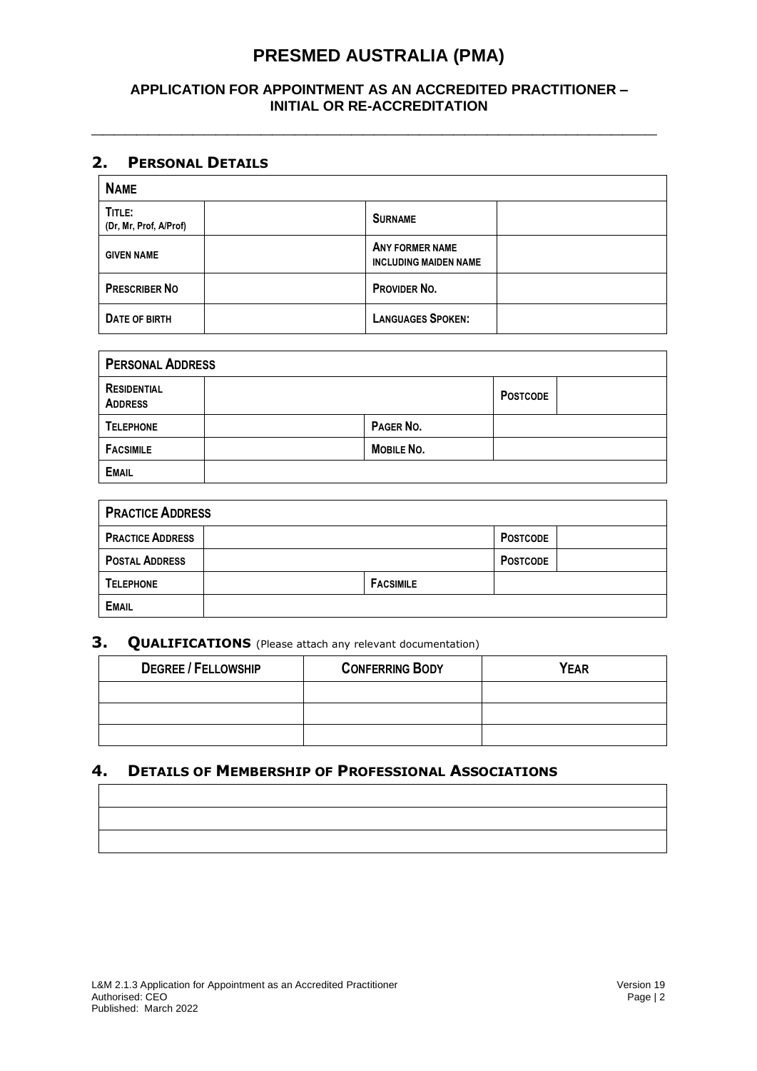# PRESMED AUSTRALIA (PMA)

## APPLICATION FOR APPOINTMENT AS AN ACCREDITED PRACTITIONER – INITIAL OR RE-ACCREDITATION

## 2. PERSONAL DETAILS

| NAME | | | |
|---|---|---|---|
| TITLE: (Dr, Mr, Prof, A/Prof) | | SURNAME | |
| GIVEN NAME | | ANY FORMER NAME INCLUDING MAIDEN NAME | |
| PRESCRIBER NO | | PROVIDER NO. | |
| DATE OF BIRTH | | LANGUAGES SPOKEN: | |

| PERSONAL ADDRESS | | | |
|---|---|---|---|
| RESIDENTIAL ADDRESS | | POSTCODE | |
| TELEPHONE | | PAGER NO. | |
| FACSIMILE | | MOBILE NO. | |
| EMAIL | | | |

| PRACTICE ADDRESS | | | |
|---|---|---|---|
| PRACTICE ADDRESS | | POSTCODE | |
| POSTAL ADDRESS | | POSTCODE | |
| TELEPHONE | | FACSIMILE | |
| EMAIL | | | |

## 3. QUALIFICATIONS (Please attach any relevant documentation)

| DEGREE / FELLOWSHIP | CONFERRING BODY | YEAR |
|---|---|---|
| | | |
| | | |
| | | |

## 4. DETAILS OF MEMBERSHIP OF PROFESSIONAL ASSOCIATIONS

| |
|---|
| |
| |
| |

L&M 2.1.3 Application for Appointment as an Accredited Practitioner
Authorised: CEO
Published: March 2022

Version 19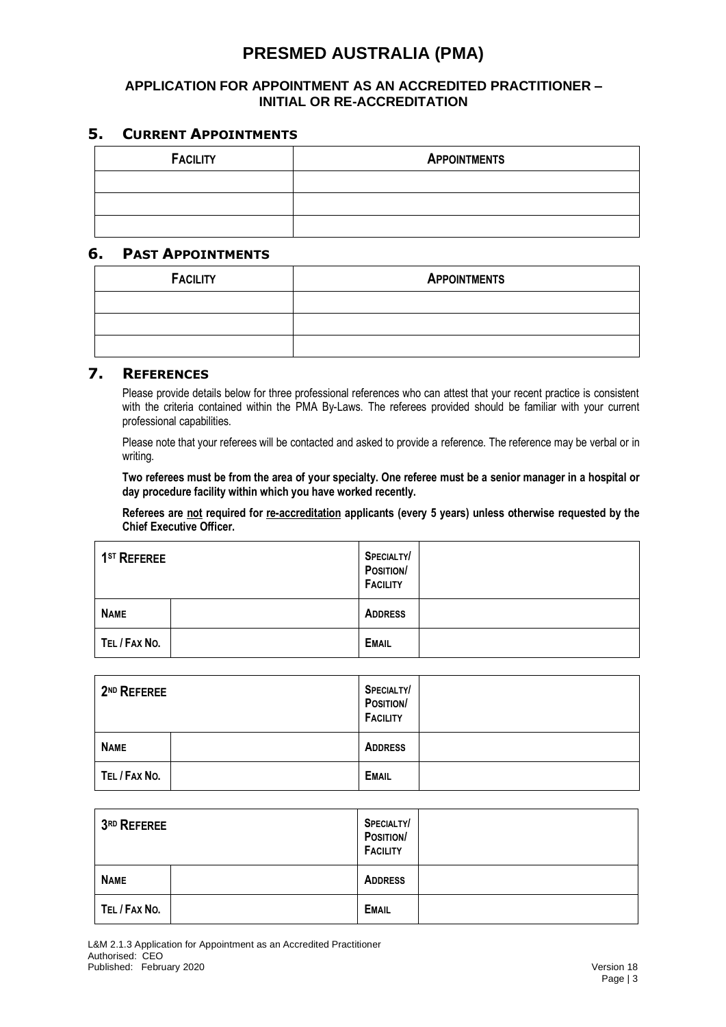# PRESMED AUSTRALIA (PMA)

### APPLICATION FOR APPOINTMENT AS AN ACCREDITED PRACTITIONER – INITIAL OR RE-ACCREDITATION

## 5. CURRENT APPOINTMENTS

| FACILITY | APPOINTMENTS |
|---|---|
| | |
| | |
| | |

## 6. PAST APPOINTMENTS

| FACILITY | APPOINTMENTS |
|---|---|
| | |
| | |
| | |

## 7. REFERENCES

Please provide details below for three professional references who can attest that your recent practice is consistent with the criteria contained within the PMA By-Laws. The referees provided should be familiar with your current professional capabilities.

Please note that your referees will be contacted and asked to provide a reference. The reference may be verbal or in writing.

**Two referees must be from the area of your specialty. One referee must be a senior manager in a hospital or day procedure facility within which you have worked recently.**

**Referees are not required for re-accreditation applicants (every 5 years) unless otherwise requested by the Chief Executive Officer.**

| 1ST REFEREE | | SPECIALTY/ POSITION/ FACILITY | |
|---|---|---|---|
| NAME | | ADDRESS | |
| TEL / FAX NO. | | EMAIL | |

| 2ND REFEREE | | SPECIALTY/ POSITION/ FACILITY | |
|---|---|---|---|
| NAME | | ADDRESS | |
| TEL / FAX NO. | | EMAIL | |

| 3RD REFEREE | | SPECIALTY/ POSITION/ FACILITY | |
|---|---|---|---|
| NAME | | ADDRESS | |
| TEL / FAX NO. | | EMAIL | |

L&M 2.1.3 Application for Appointment as an Accredited Practitioner
Authorised: CEO
Published: February 2020
Version 18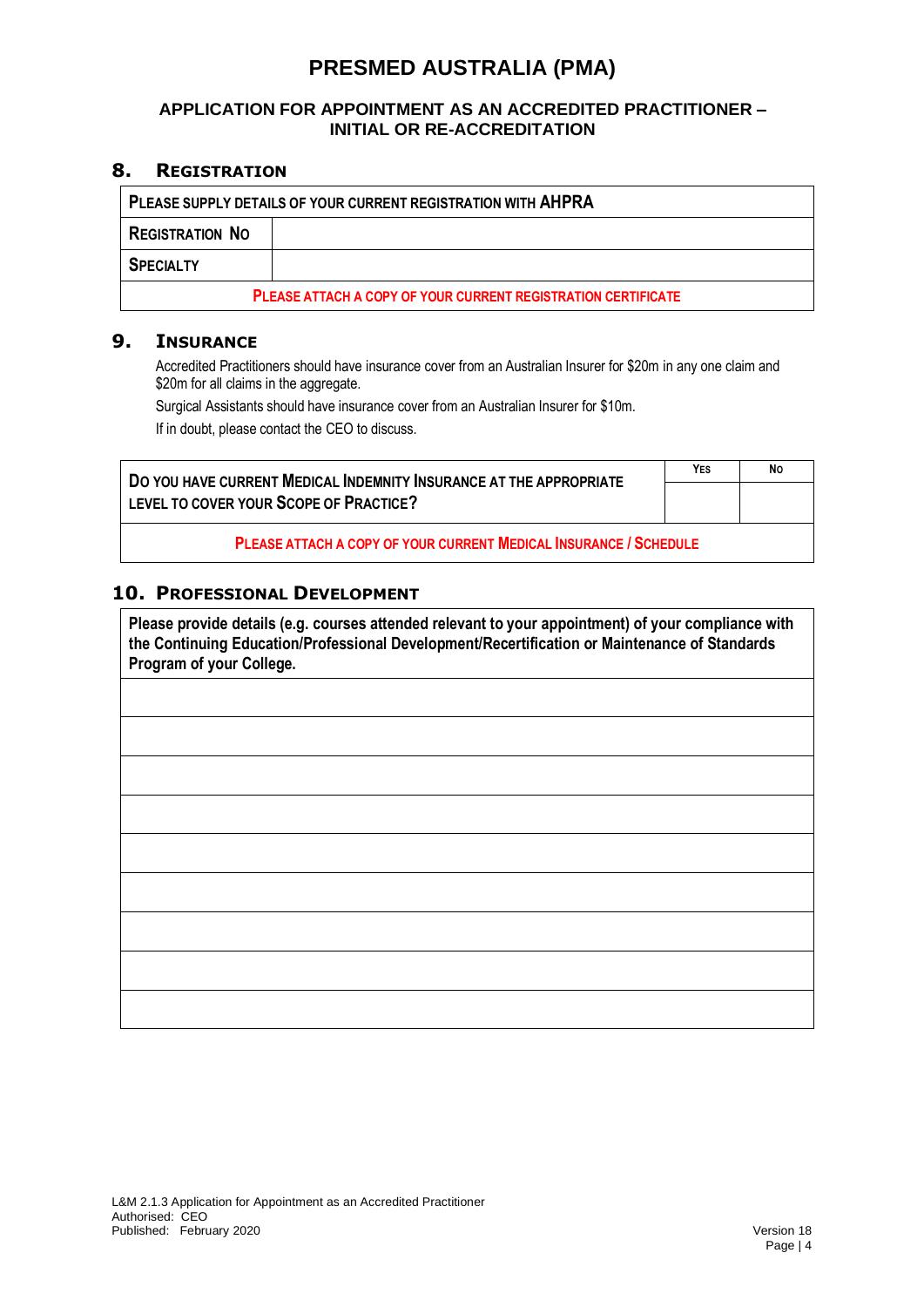# PRESMED AUSTRALIA (PMA)

### APPLICATION FOR APPOINTMENT AS AN ACCREDITED PRACTITIONER – INITIAL OR RE-ACCREDITATION

## 8. REGISTRATION

| PLEASE SUPPLY DETAILS OF YOUR CURRENT REGISTRATION WITH AHPRA | |
|---|---|
| REGISTRATION NO | |
| SPECIALTY | |
| **PLEASE ATTACH A COPY OF YOUR CURRENT REGISTRATION CERTIFICATE** | |

## 9. INSURANCE

Accredited Practitioners should have insurance cover from an Australian Insurer for $20m in any one claim and $20m for all claims in the aggregate.

Surgical Assistants should have insurance cover from an Australian Insurer for $10m.

If in doubt, please contact the CEO to discuss.

| DO YOU HAVE CURRENT MEDICAL INDEMNITY INSURANCE AT THE APPROPRIATE LEVEL TO COVER YOUR SCOPE OF PRACTICE? | YES | NO |
|---|---|---|
| | | |
| **PLEASE ATTACH A COPY OF YOUR CURRENT MEDICAL INSURANCE / SCHEDULE** | | |

## 10. PROFESSIONAL DEVELOPMENT

| **Please provide details (e.g. courses attended relevant to your appointment) of your compliance with the Continuing Education/Professional Development/Recertification or Maintenance of Standards Program of your College.** |
|---|
| |
| |
| |
| |
| |
| |
| |
| |
| |

L&M 2.1.3 Application for Appointment as an Accredited Practitioner
Authorised: CEO
Published: February 2020
Version 18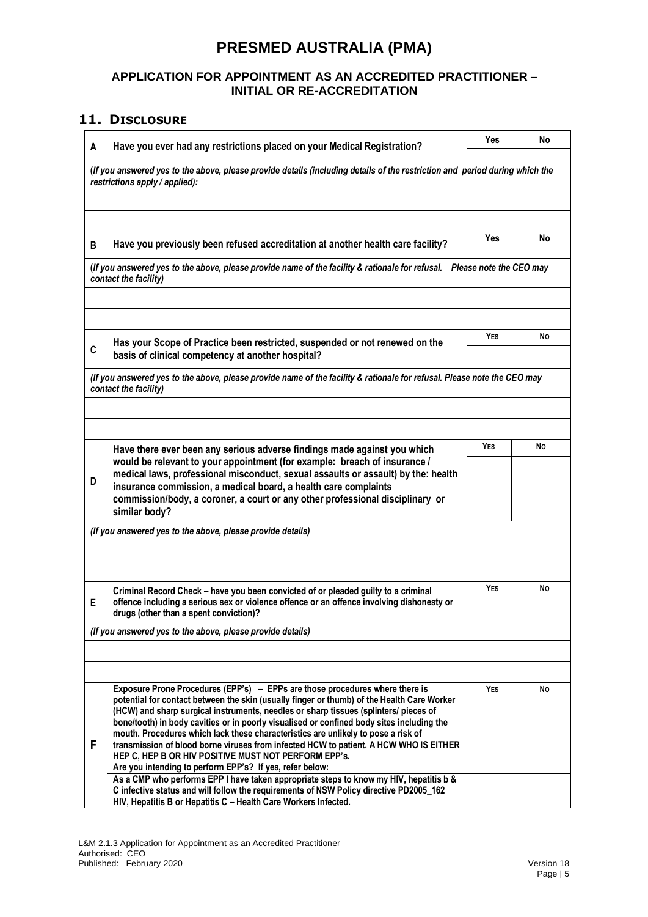# PRESMED AUSTRALIA (PMA)

## APPLICATION FOR APPOINTMENT AS AN ACCREDITED PRACTITIONER – INITIAL OR RE-ACCREDITATION

## 11. DISCLOSURE

| | | Yes | No |
|---|---|---|---|
| **A** | **Have you ever had any restrictions placed on your Medical Registration?** | | |
| | ***(If you answered yes to the above, please provide details (including details of the restriction and period during which the restrictions apply / applied):*** | | |
| | | | |
| | | | |
| **B** | **Have you previously been refused accreditation at another health care facility?** | **Yes** | **No** |
| | ***(If you answered yes to the above, please provide name of the facility & rationale for refusal. Please note the CEO may contact the facility)*** | | |
| | | | |
| | | | |
| **C** | **Has your Scope of Practice been restricted, suspended or not renewed on the basis of clinical competency at another hospital?** | **YES** | **NO** |
| | ***(If you answered yes to the above, please provide name of the facility & rationale for refusal. Please note the CEO may contact the facility)*** | | |
| | | | |
| | | | |
| **D** | **Have there ever been any serious adverse findings made against you which would be relevant to your appointment (for example: breach of insurance / medical laws, professional misconduct, sexual assaults or assault) by the: health insurance commission, a medical board, a health care complaints commission/body, a coroner, a court or any other professional disciplinary or similar body?** | **YES** | **NO** |
| | ***(If you answered yes to the above, please provide details)*** | | |
| | | | |
| | | | |
| **E** | **Criminal Record Check – have you been convicted of or pleaded guilty to a criminal offence including a serious sex or violence offence or an offence involving dishonesty or drugs (other than a spent conviction)?** | **YES** | **NO** |
| | ***(If you answered yes to the above, please provide details)*** | | |
| | | | |
| | | | |
| **F** | **Exposure Prone Procedures (EPP's) – EPPs are those procedures where there is potential for contact between the skin (usually finger or thumb) of the Health Care Worker (HCW) and sharp surgical instruments, needles or sharp tissues (splinters/ pieces of bone/tooth) in body cavities or in poorly visualised or confined body sites including the mouth. Procedures which lack these characteristics are unlikely to pose a risk of transmission of blood borne viruses from infected HCW to patient. A HCW WHO IS EITHER HEP C, HEP B OR HIV POSITIVE MUST NOT PERFORM EPP's. Are you intending to perform EPP's? If yes, refer below:** | **YES** | **NO** |
| | **As a CMP who performs EPP I have taken appropriate steps to know my HIV, hepatitis b & C infective status and will follow the requirements of NSW Policy directive PD2005_162 HIV, Hepatitis B or Hepatitis C – Health Care Workers Infected.** | | |

L&M 2.1.3 Application for Appointment as an Accredited Practitioner
Authorised: CEO
Published: February 2020
Version 18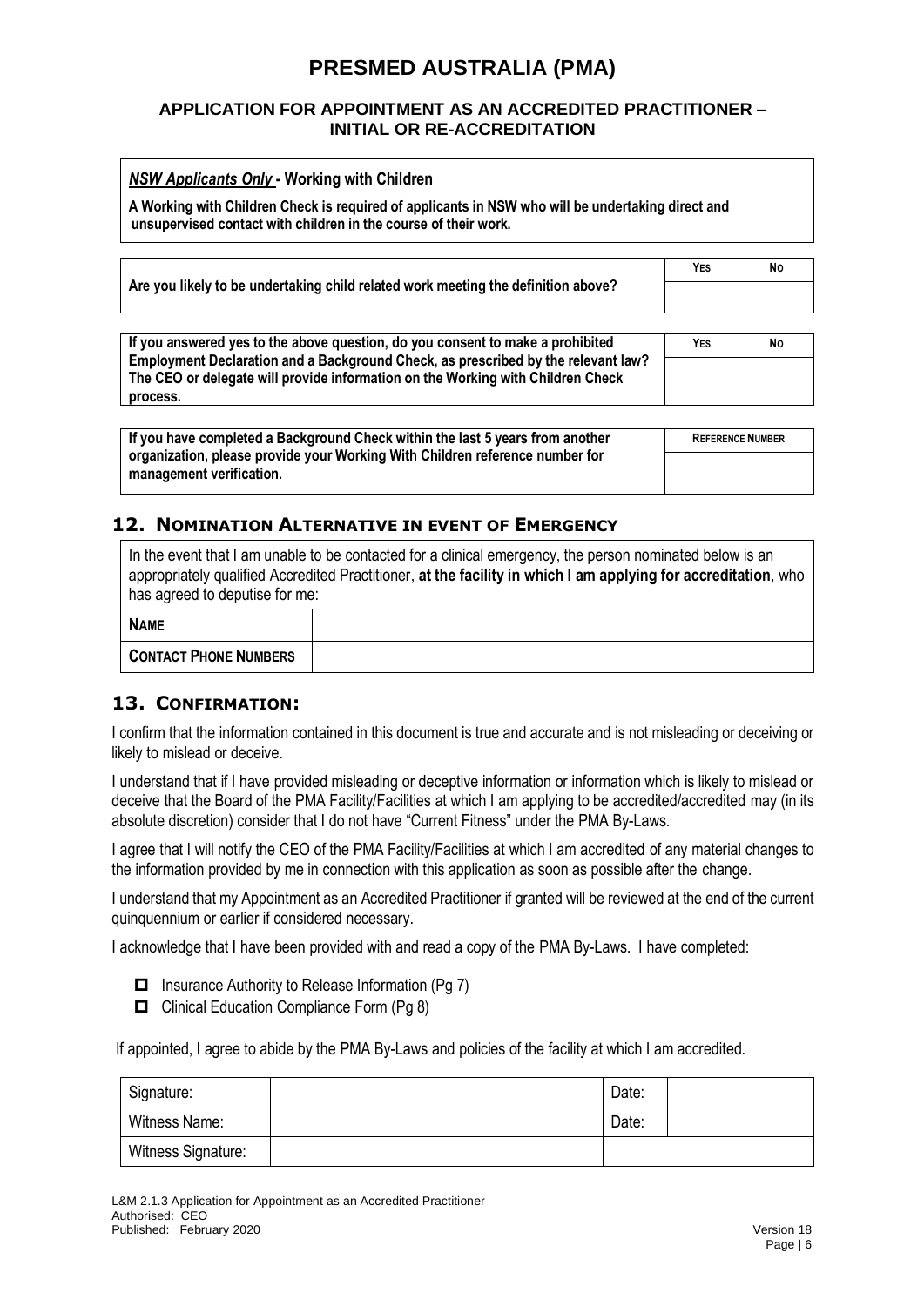# PRESMED AUSTRALIA (PMA)

## APPLICATION FOR APPOINTMENT AS AN ACCREDITED PRACTITIONER – INITIAL OR RE-ACCREDITATION

***NSW Applicants Only* - Working with Children**

**A Working with Children Check is required of applicants in NSW who will be undertaking direct and unsupervised contact with children in the course of their work.**

| | YES | NO |
|---|---|---|
| **Are you likely to be undertaking child related work meeting the definition above?** | | |

| | YES | NO |
|---|---|---|
| **If you answered yes to the above question, do you consent to make a prohibited Employment Declaration and a Background Check, as prescribed by the relevant law? The CEO or delegate will provide information on the Working with Children Check process.** | | |

| | REFERENCE NUMBER |
|---|---|
| **If you have completed a Background Check within the last 5 years from another organization, please provide your Working With Children reference number for management verification.** | |

## 12. NOMINATION ALTERNATIVE IN EVENT OF EMERGENCY

In the event that I am unable to be contacted for a clinical emergency, the person nominated below is an appropriately qualified Accredited Practitioner, **at the facility in which I am applying for accreditation**, who has agreed to deputise for me:

| | |
|---|---|
| **NAME** | |
| **CONTACT PHONE NUMBERS** | |

## 13. CONFIRMATION:

I confirm that the information contained in this document is true and accurate and is not misleading or deceiving or likely to mislead or deceive.

I understand that if I have provided misleading or deceptive information or information which is likely to mislead or deceive that the Board of the PMA Facility/Facilities at which I am applying to be accredited/accredited may (in its absolute discretion) consider that I do not have "Current Fitness" under the PMA By-Laws.

I agree that I will notify the CEO of the PMA Facility/Facilities at which I am accredited of any material changes to the information provided by me in connection with this application as soon as possible after the change.

I understand that my Appointment as an Accredited Practitioner if granted will be reviewed at the end of the current quinquennium or earlier if considered necessary.

I acknowledge that I have been provided with and read a copy of the PMA By-Laws. I have completed:

- ☐ Insurance Authority to Release Information (Pg 7)
- ☐ Clinical Education Compliance Form (Pg 8)

If appointed, I agree to abide by the PMA By-Laws and policies of the facility at which I am accredited.

| | | | |
|---|---|---|---|
| Signature: | | Date: | |
| Witness Name: | | Date: | |
| Witness Signature: | | | |

L&M 2.1.3 Application for Appointment as an Accredited Practitioner
Authorised: CEO
Published: February 2020
Version 18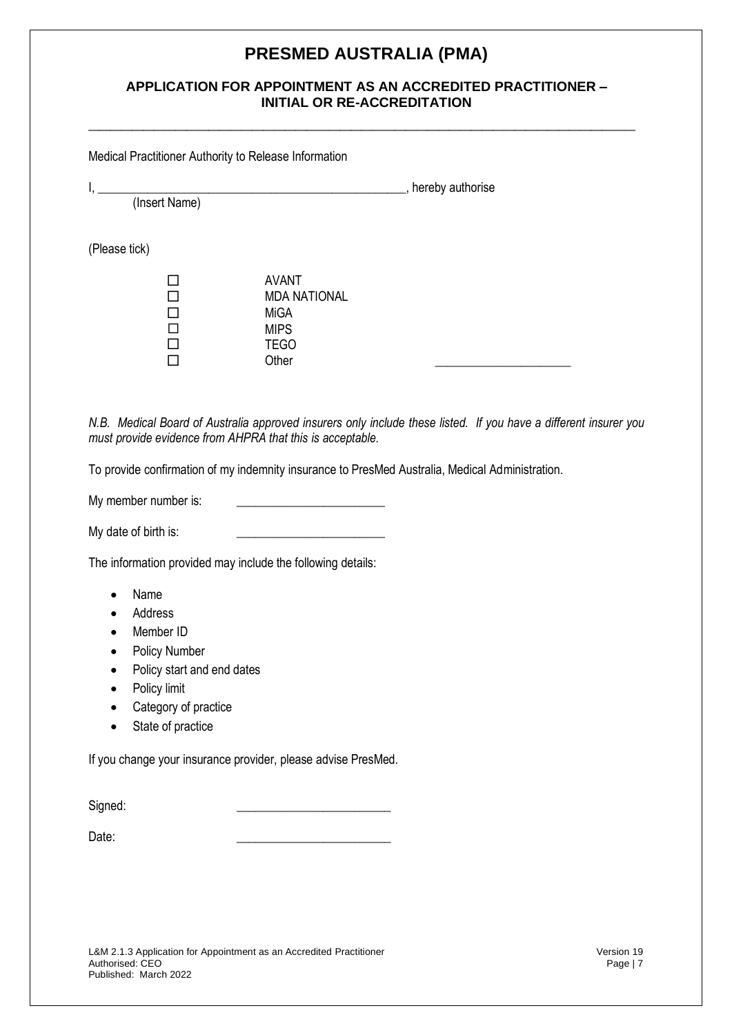# PRESMED AUSTRALIA (PMA)

## APPLICATION FOR APPOINTMENT AS AN ACCREDITED PRACTITIONER – INITIAL OR RE-ACCREDITATION

---

Medical Practitioner Authority to Release Information

I, ______________________________________________, hereby authorise
(Insert Name)

(Please tick)

- ☐ AVANT
- ☐ MDA NATIONAL
- ☐ MiGA
- ☐ MIPS
- ☐ TEGO
- ☐ Other ____________________

*N.B. Medical Board of Australia approved insurers only include these listed. If you have a different insurer you must provide evidence from AHPRA that this is acceptable.*

To provide confirmation of my indemnity insurance to PresMed Australia, Medical Administration.

My member number is: ______________________

My date of birth is: ______________________

The information provided may include the following details:

- Name
- Address
- Member ID
- Policy Number
- Policy start and end dates
- Policy limit
- Category of practice
- State of practice

If you change your insurance provider, please advise PresMed.

Signed: ______________________

Date: ______________________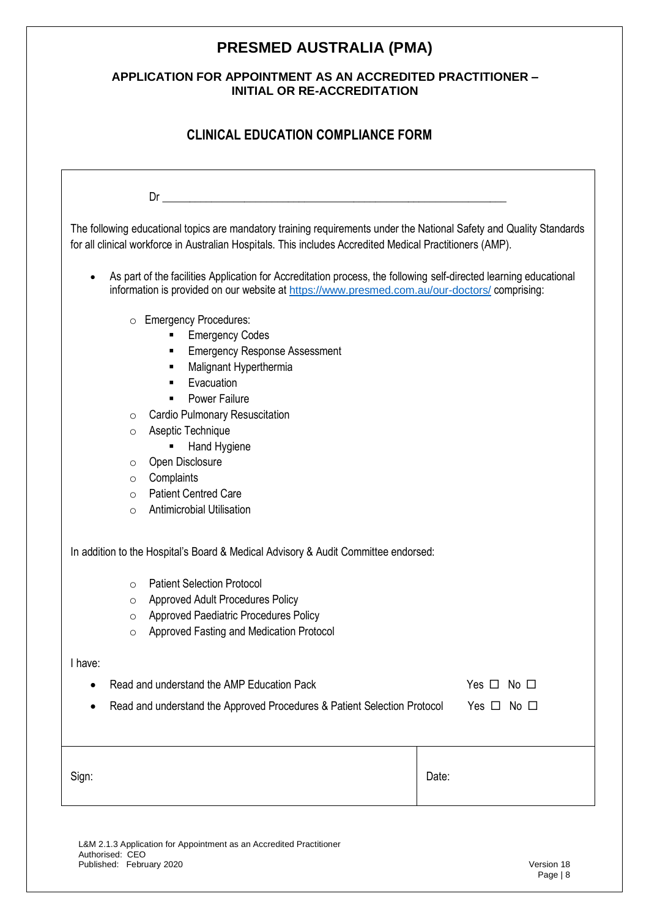# PRESMED AUSTRALIA (PMA)

## APPLICATION FOR APPOINTMENT AS AN ACCREDITED PRACTITIONER – INITIAL OR RE-ACCREDITATION

## CLINICAL EDUCATION COMPLIANCE FORM

Dr ______________________________________________________________

The following educational topics are mandatory training requirements under the National Safety and Quality Standards for all clinical workforce in Australian Hospitals. This includes Accredited Medical Practitioners (AMP).

- As part of the facilities Application for Accreditation process, the following self-directed learning educational information is provided on our website at [https://www.presmed.com.au/our-doctors/](https://www.presmed.com.au/our-doctors/) comprising:
  - Emergency Procedures:
    - Emergency Codes
    - Emergency Response Assessment
    - Malignant Hyperthermia
    - Evacuation
    - Power Failure
  - Cardio Pulmonary Resuscitation
  - Aseptic Technique
    - Hand Hygiene
  - Open Disclosure
  - Complaints
  - Patient Centred Care
  - Antimicrobial Utilisation

In addition to the Hospital's Board & Medical Advisory & Audit Committee endorsed:

- Patient Selection Protocol
- Approved Adult Procedures Policy
- Approved Paediatric Procedures Policy
- Approved Fasting and Medication Protocol

I have:

- Read and understand the AMP Education Pack — Yes ☐ No ☐
- Read and understand the Approved Procedures & Patient Selection Protocol — Yes ☐ No ☐

| Sign: | Date: |
|---|---|

L&M 2.1.3 Application for Appointment as an Accredited Practitioner
Authorised: CEO
Published: February 2020
Version 18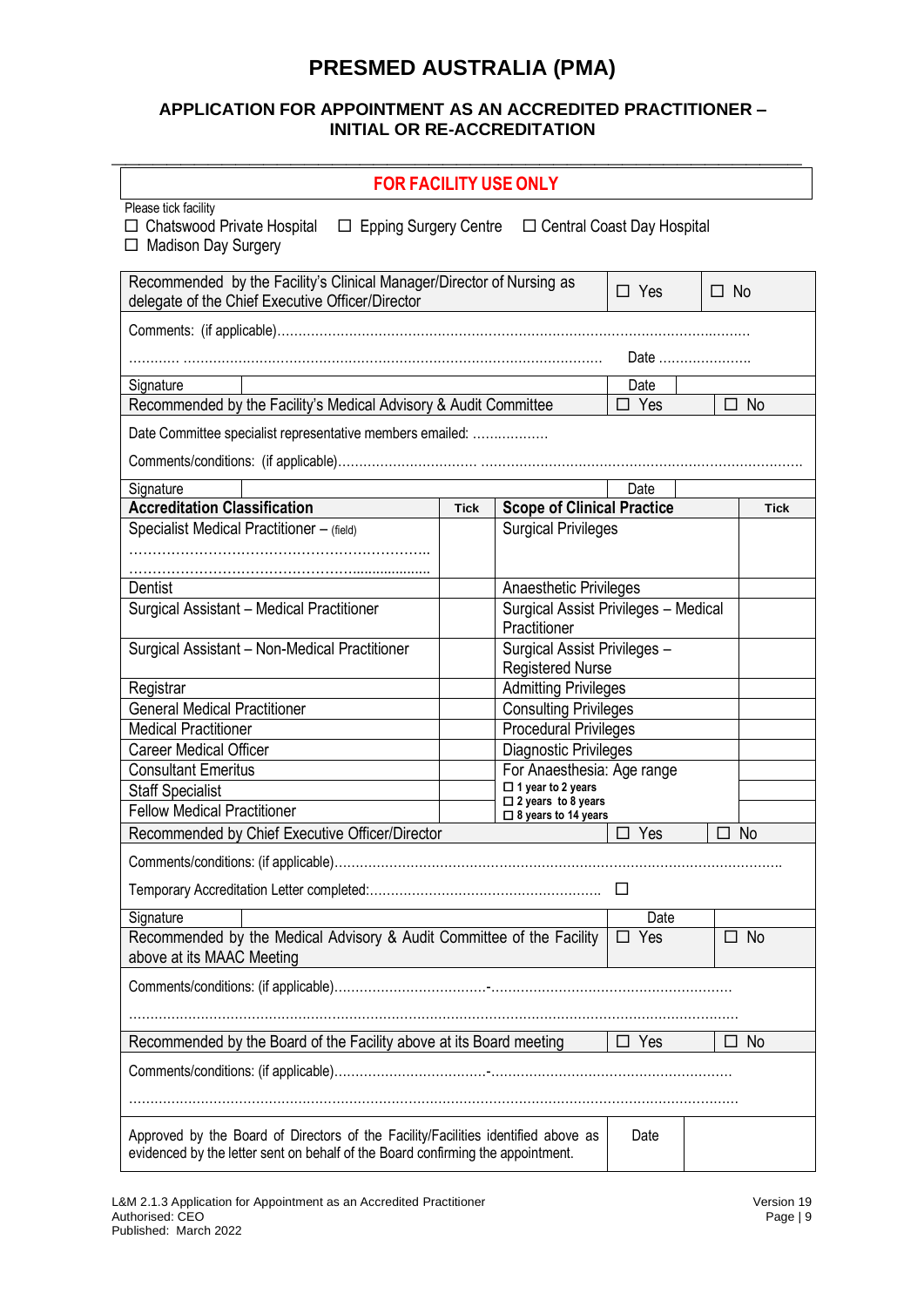# PRESMED AUSTRALIA (PMA)

## APPLICATION FOR APPOINTMENT AS AN ACCREDITED PRACTITIONER – INITIAL OR RE-ACCREDITATION

**FOR FACILITY USE ONLY**

Please tick facility

☐ Chatswood Private Hospital ☐ Epping Surgery Centre ☐ Central Coast Day Hospital
☐ Madison Day Surgery

| | | | |
|---|---|---|---|
| Recommended by the Facility's Clinical Manager/Director of Nursing as delegate of the Chief Executive Officer/Director | | ☐ Yes | ☐ No |
| Comments: (if applicable)………………………………………………………………………………………… ………… ………………………………………………………………………………………… Date ………………….. | | | |
| Signature | | Date | |
| Recommended by the Facility's Medical Advisory & Audit Committee | | ☐ Yes | ☐ No |
| Date Committee specialist representative members emailed: ……………… Comments/conditions: (if applicable)…………………………… ………………………………………………………………… | | | |
| Signature | | Date | |

| **Accreditation Classification** | **Tick** | **Scope of Clinical Practice** | **Tick** |
|---|---|---|---|
| Specialist Medical Practitioner – (field) ……………………………………………………… ……………………………………………………… | | Surgical Privileges | |
| Dentist | | Anaesthetic Privileges | |
| Surgical Assistant – Medical Practitioner | | Surgical Assist Privileges – Medical Practitioner | |
| Surgical Assistant – Non-Medical Practitioner | | Surgical Assist Privileges – Registered Nurse | |
| Registrar | | Admitting Privileges | |
| General Medical Practitioner | | Consulting Privileges | |
| Medical Practitioner | | Procedural Privileges | |
| Career Medical Officer | | Diagnostic Privileges | |
| Consultant Emeritus | | For Anaesthesia: Age range | |
| Staff Specialist | | ☐ 1 year to 2 years<br>☐ 2 years to 8 years | |
| Fellow Medical Practitioner | | ☐ 8 years to 14 years | |

| | | | |
|---|---|---|---|
| Recommended by Chief Executive Officer/Director | | ☐ Yes | ☐ No |
| Comments/conditions: (if applicable)……………………………………………………………………………………… Temporary Accreditation Letter completed:……………………………………………… ☐ | | | |
| Signature | | Date | |
| Recommended by the Medical Advisory & Audit Committee of the Facility above at its MAAC Meeting | | ☐ Yes | ☐ No |
| Comments/conditions: (if applicable)………………………………-………………………………………………… ………………………………………………………………………………………………………………… | | | |
| Recommended by the Board of the Facility above at its Board meeting | | ☐ Yes | ☐ No |
| Comments/conditions: (if applicable)………………………………-………………………………………………… ………………………………………………………………………………………………………………… | | | |
| Approved by the Board of Directors of the Facility/Facilities identified above as evidenced by the letter sent on behalf of the Board confirming the appointment. | | Date | |

L&M 2.1.3 Application for Appointment as an Accredited Practitioner
Authorised: CEO
Published: March 2022
Version 19